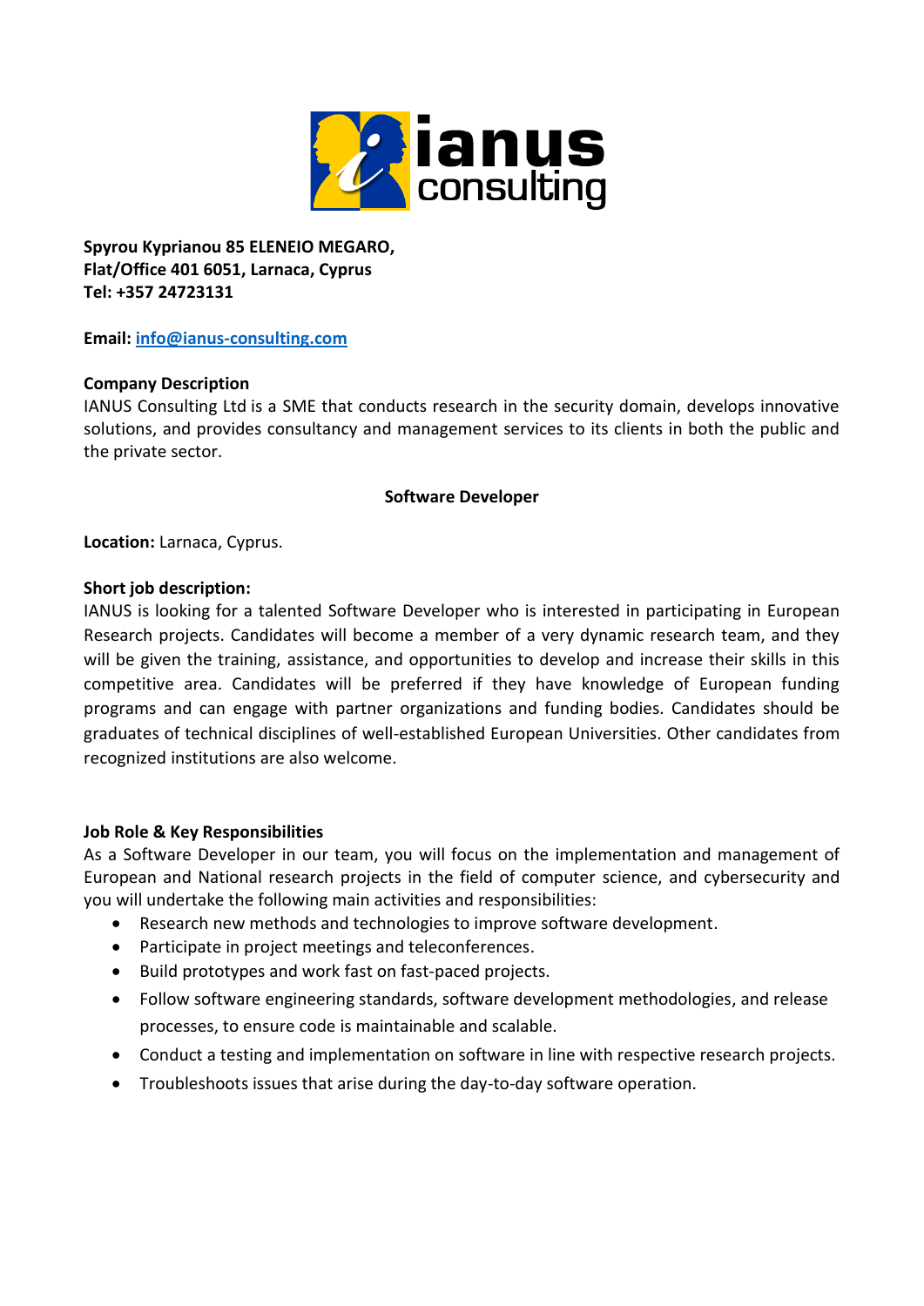**Spyrou Kyprianou 85 ELENEIO MEGARO,**
**Flat/Office 401 6051, Larnaca, Cyprus**
**Tel: +357 24723131**

**Email:** info@ianus-consulting.com

**Company Description**

IANUS Consulting Ltd is a SME that conducts research in the security domain, develops innovative solutions, and provides consultancy and management services to its clients in both the public and the private sector.

## Software Developer

**Location:** Larnaca, Cyprus.

**Short job description:**

IANUS is looking for a talented Software Developer who is interested in participating in European Research projects. Candidates will become a member of a very dynamic research team, and they will be given the training, assistance, and opportunities to develop and increase their skills in this competitive area. Candidates will be preferred if they have knowledge of European funding programs and can engage with partner organizations and funding bodies. Candidates should be graduates of technical disciplines of well-established European Universities. Other candidates from recognized institutions are also welcome.

**Job Role & Key Responsibilities**

As a Software Developer in our team, you will focus on the implementation and management of European and National research projects in the field of computer science, and cybersecurity and you will undertake the following main activities and responsibilities:

- Research new methods and technologies to improve software development.
- Participate in project meetings and teleconferences.
- Build prototypes and work fast on fast-paced projects.
- Follow software engineering standards, software development methodologies, and release processes, to ensure code is maintainable and scalable.
- Conduct a testing and implementation on software in line with respective research projects.
- Troubleshoots issues that arise during the day-to-day software operation.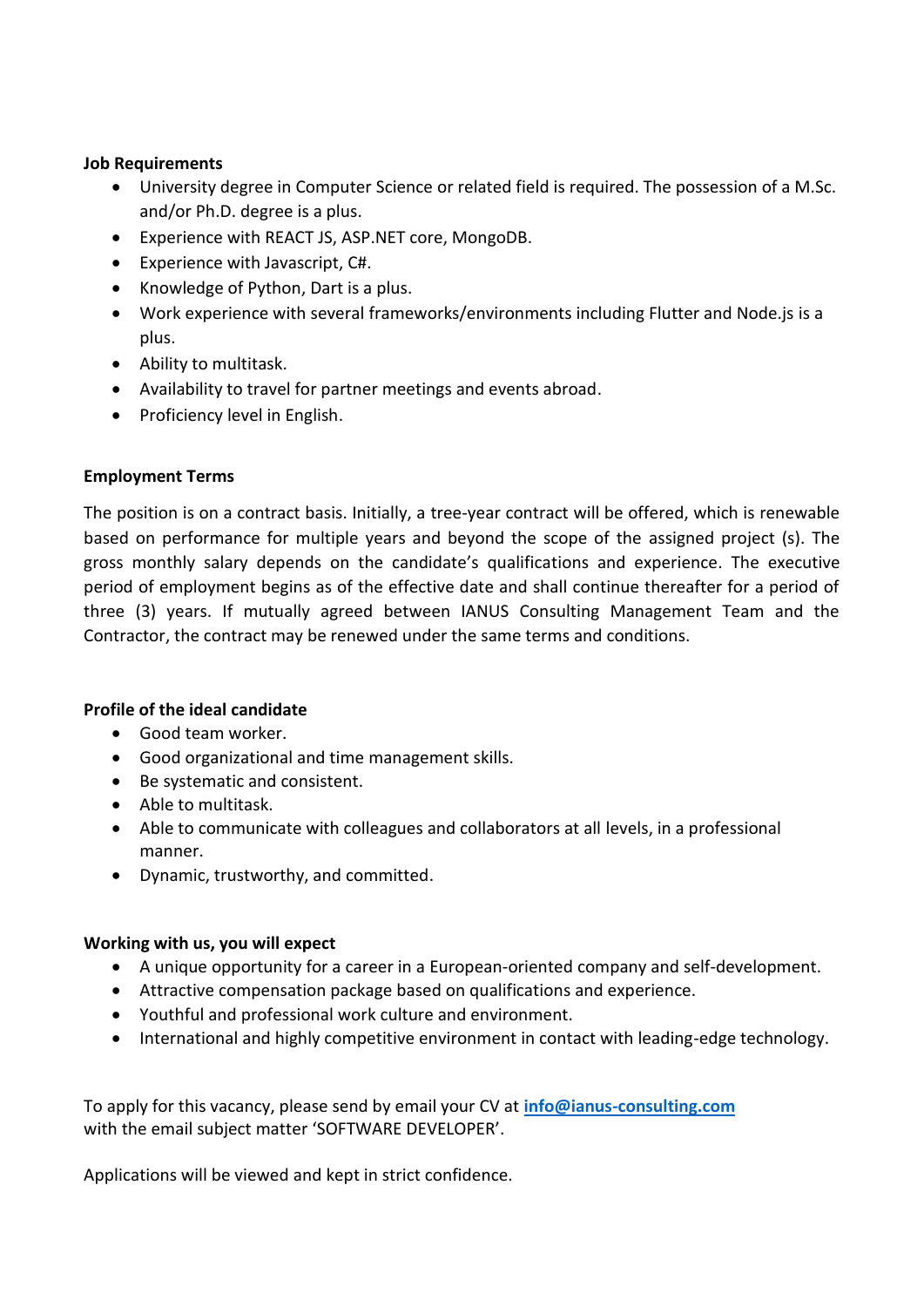**Job Requirements**

- University degree in Computer Science or related field is required. The possession of a M.Sc. and/or Ph.D. degree is a plus.
- Experience with REACT JS, ASP.NET core, MongoDB.
- Experience with Javascript, C#.
- Knowledge of Python, Dart is a plus.
- Work experience with several frameworks/environments including Flutter and Node.js is a plus.
- Ability to multitask.
- Availability to travel for partner meetings and events abroad.
- Proficiency level in English.

**Employment Terms**

The position is on a contract basis. Initially, a tree-year contract will be offered, which is renewable based on performance for multiple years and beyond the scope of the assigned project (s). The gross monthly salary depends on the candidate's qualifications and experience. The executive period of employment begins as of the effective date and shall continue thereafter for a period of three (3) years. If mutually agreed between IANUS Consulting Management Team and the Contractor, the contract may be renewed under the same terms and conditions.

**Profile of the ideal candidate**

- Good team worker.
- Good organizational and time management skills.
- Be systematic and consistent.
- Able to multitask.
- Able to communicate with colleagues and collaborators at all levels, in a professional manner.
- Dynamic, trustworthy, and committed.

**Working with us, you will expect**

- A unique opportunity for a career in a European-oriented company and self-development.
- Attractive compensation package based on qualifications and experience.
- Youthful and professional work culture and environment.
- International and highly competitive environment in contact with leading-edge technology.

To apply for this vacancy, please send by email your CV at **info@ianus-consulting.com** with the email subject matter 'SOFTWARE DEVELOPER'.

Applications will be viewed and kept in strict confidence.